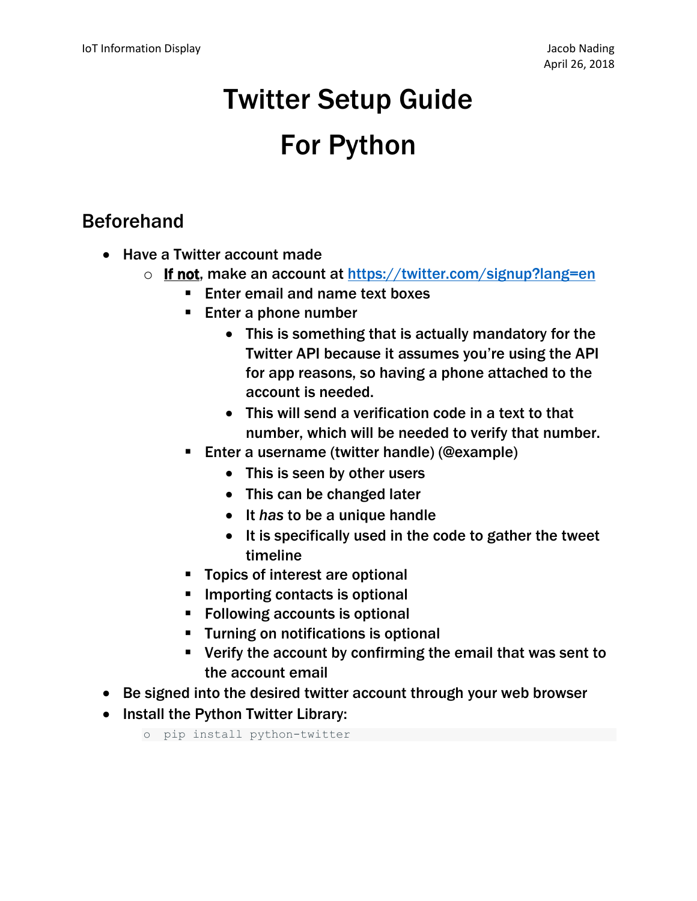IoT Information Display — Jacob Nading — April 26, 2018

# Twitter Setup Guide

# For Python

## Beforehand

- Have a Twitter account made
    - **If not**, make an account at [https://twitter.com/signup?lang=en](https://twitter.com/signup?lang=en)
        - Enter email and name text boxes
        - Enter a phone number
            - This is something that is actually mandatory for the Twitter API because it assumes you're using the API for app reasons, so having a phone attached to the account is needed.
            - This will send a verification code in a text to that number, which will be needed to verify that number.
        - Enter a username (twitter handle) (@example)
            - This is seen by other users
            - This can be changed later
            - It *has* to be a unique handle
            - It is specifically used in the code to gather the tweet timeline
        - Topics of interest are optional
        - Importing contacts is optional
        - Following accounts is optional
        - Turning on notifications is optional
        - Verify the account by confirming the email that was sent to the account email
- Be signed into the desired twitter account through your web browser
- Install the Python Twitter Library:
    - `pip install python-twitter`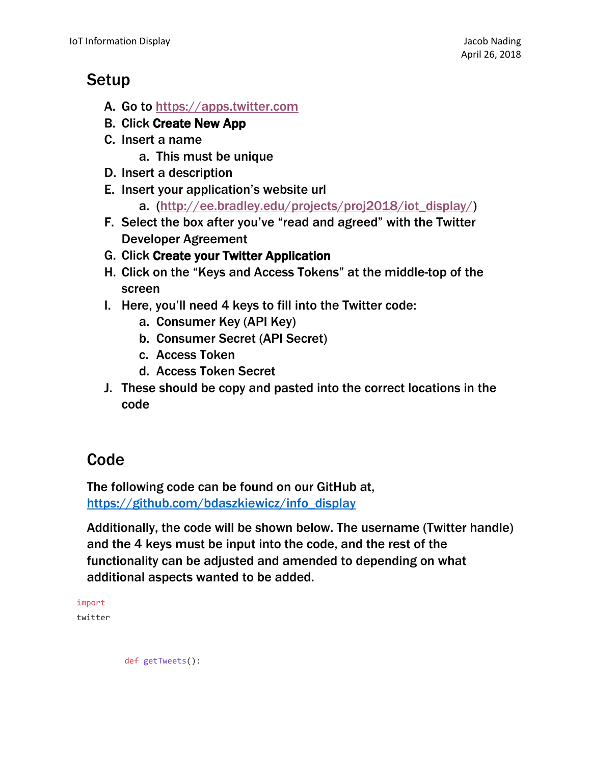## Setup

A. Go to https://apps.twitter.com
B. Click **Create New App**
C. Insert a name
   a. This must be unique
D. Insert a description
E. Insert your application's website url
   a. (http://ee.bradley.edu/projects/proj2018/iot_display/)
F. Select the box after you've "read and agreed" with the Twitter Developer Agreement
G. Click **Create your Twitter Application**
H. Click on the "Keys and Access Tokens" at the middle-top of the screen
I. Here, you'll need 4 keys to fill into the Twitter code:
   a. Consumer Key (API Key)
   b. Consumer Secret (API Secret)
   c. Access Token
   d. Access Token Secret
J. These should be copy and pasted into the correct locations in the code

## Code

The following code can be found on our GitHub at, https://github.com/bdaszkiewicz/info_display

Additionally, the code will be shown below. The username (Twitter handle) and the 4 keys must be input into the code, and the rest of the functionality can be adjusted and amended to depending on what additional aspects wanted to be added.

```
import
twitter


        def getTweets():
```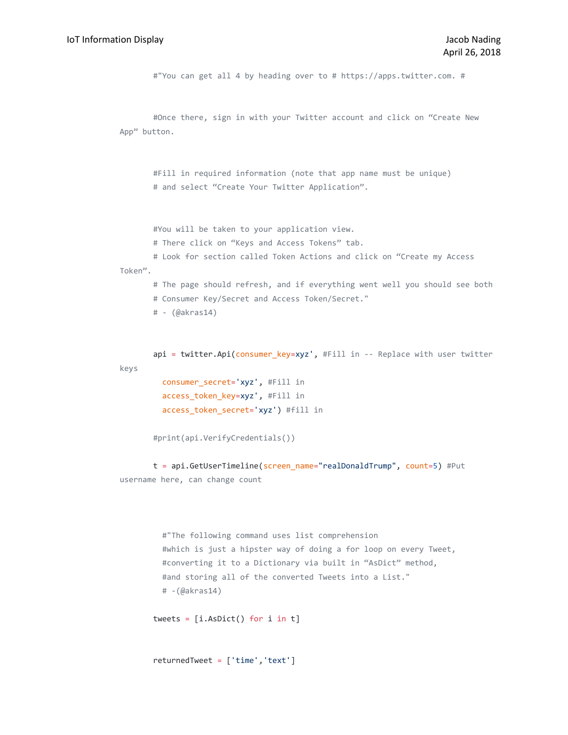```
	#"You can get all 4 by heading over to # https://apps.twitter.com. #


	#Once there, sign in with your Twitter account and click on “Create New
App” button.


	#Fill in required information (note that app name must be unique)
	# and select “Create Your Twitter Application”.


	#You will be taken to your application view.
	# There click on “Keys and Access Tokens” tab.
	# Look for section called Token Actions and click on “Create my Access
Token”.
	# The page should refresh, and if everything went well you should see both
	# Consumer Key/Secret and Access Token/Secret."
	# - (@akras14)


	api = twitter.Api(consumer_key=xyz', #Fill in -- Replace with user twitter
keys
	  consumer_secret='xyz', #Fill in
	  access_token_key=xyz', #Fill in
	  access_token_secret='xyz') #fill in

	#print(api.VerifyCredentials())

	t = api.GetUserTimeline(screen_name="realDonaldTrump", count=5) #Put
username here, can change count



	  #"The following command uses list comprehension
	  #which is just a hipster way of doing a for loop on every Tweet,
	  #converting it to a Dictionary via built in “AsDict” method,
	  #and storing all of the converted Tweets into a List."
	  # -(@akras14)

	tweets = [i.AsDict() for i in t]


	returnedTweet = ['time','text']
```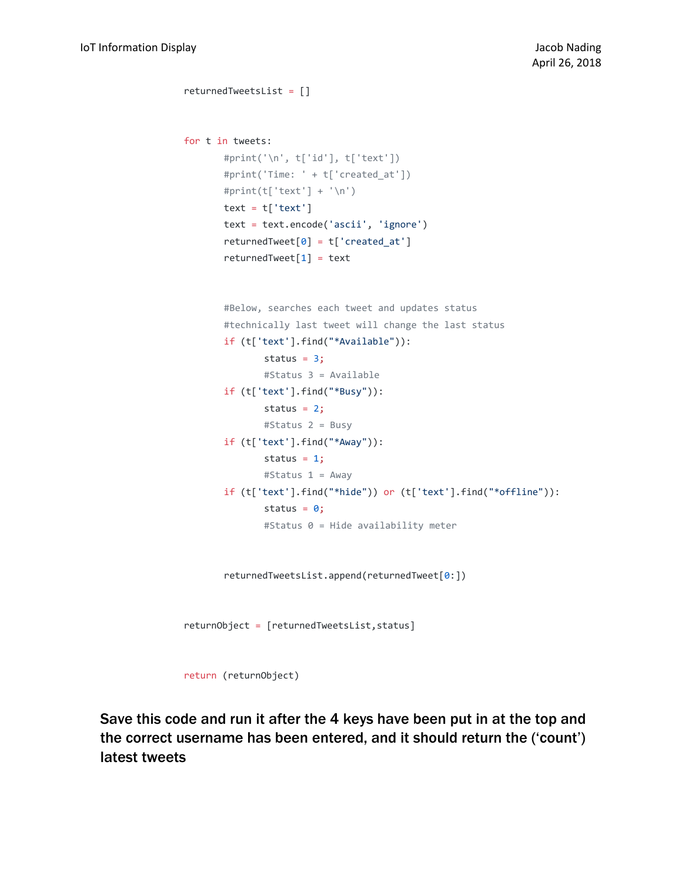```
returnedTweetsList = []


for t in tweets:
        #print('\n', t['id'], t['text'])
        #print('Time: ' + t['created_at'])
        #print(t['text'] + '\n')
        text = t['text']
        text = text.encode('ascii', 'ignore')
        returnedTweet[0] = t['created_at']
        returnedTweet[1] = text


        #Below, searches each tweet and updates status
        #technically last tweet will change the last status
        if (t['text'].find("*Available")):
                status = 3;
                #Status 3 = Available
        if (t['text'].find("*Busy")):
                status = 2;
                #Status 2 = Busy
        if (t['text'].find("*Away")):
                status = 1;
                #Status 1 = Away
        if (t['text'].find("*hide")) or (t['text'].find("*offline")):
                status = 0;
                #Status 0 = Hide availability meter


        returnedTweetsList.append(returnedTweet[0:])


returnObject = [returnedTweetsList,status]


return (returnObject)
```

**Save this code and run it after the 4 keys have been put in at the top and the correct username has been entered, and it should return the ('count') latest tweets**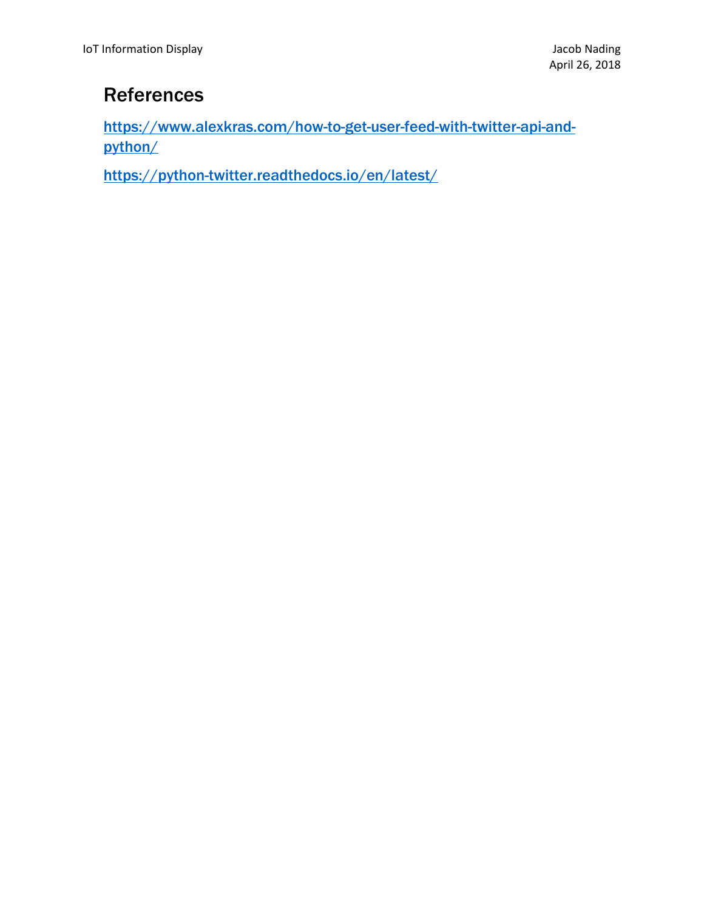# References

https://www.alexkras.com/how-to-get-user-feed-with-twitter-api-and-python/

https://python-twitter.readthedocs.io/en/latest/